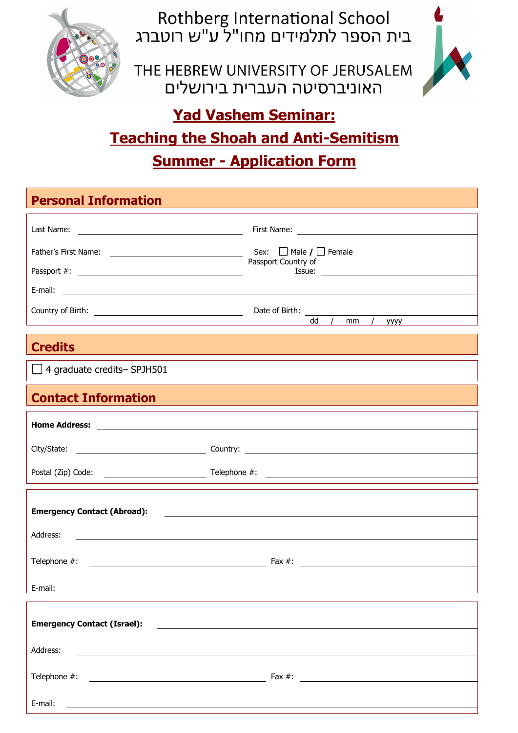Rothberg International School
בית הספר לתלמידים מחו"ל ע"ש רוטברג

THE HEBREW UNIVERSITY OF JERUSALEM
האוניברסיטה העברית בירושלים

# Yad Vashem Seminar:
# Teaching the Shoah and Anti-Semitism
# Summer - Application Form

## Personal Information

Last Name: ______________________ First Name: ______________________

Father's First Name: ______________________ Sex: ☐ Male / ☐ Female

Passport #: ______________________ Passport Country of Issue: ______________________

E-mail: ____________________________________________

Country of Birth: ______________________ Date of Birth: ______________________ dd / mm / yyyy

## Credits

☐ 4 graduate credits– SPJH501

## Contact Information

**Home Address:** ____________________________________________

City/State: ______________________ Country: ______________________

Postal (Zip) Code: ______________________ Telephone #: ______________________

**Emergency Contact (Abroad):** ____________________________________________

Address: ____________________________________________

Telephone #: ______________________ Fax #: ______________________

E-mail: ____________________________________________

**Emergency Contact (Israel):** ____________________________________________

Address: ____________________________________________

Telephone #: ______________________ Fax #: ______________________

E-mail: ____________________________________________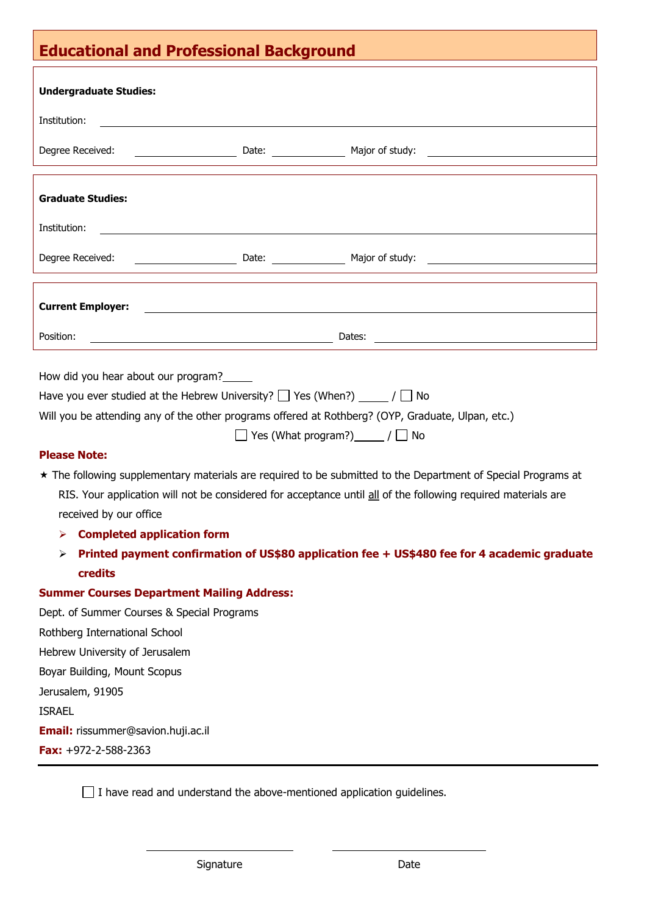## Educational and Professional Background

**Undergraduate Studies:**

Institution: ____________________

Degree Received: __________ Date: __________ Major of study: __________

**Graduate Studies:**

Institution: ____________________

Degree Received: __________ Date: __________ Major of study: __________

**Current Employer:** ____________________

Position: ____________________ Dates: ____________________

How did you hear about our program?_____

Have you ever studied at the Hebrew University? ☐ Yes (When?) _____ / ☐ No

Will you be attending any of the other programs offered at Rothberg? (OYP, Graduate, Ulpan, etc.)

☐ Yes (What program?)_____ / ☐ No

**Please Note:**

★ The following supplementary materials are required to be submitted to the Department of Special Programs at RIS. Your application will not be considered for acceptance until <u>all</u> of the following required materials are received by our office

- **Completed application form**
- **Printed payment confirmation of US$80 application fee + US$480 fee for 4 academic graduate credits**

**Summer Courses Department Mailing Address:**

Dept. of Summer Courses & Special Programs

Rothberg International School

Hebrew University of Jerusalem

Boyar Building, Mount Scopus

Jerusalem, 91905

ISRAEL

**Email:** rissummer@savion.huji.ac.il

**Fax:** +972-2-588-2363

---

☐ I have read and understand the above-mentioned application guidelines.

____________________ ____________________

Signature Date